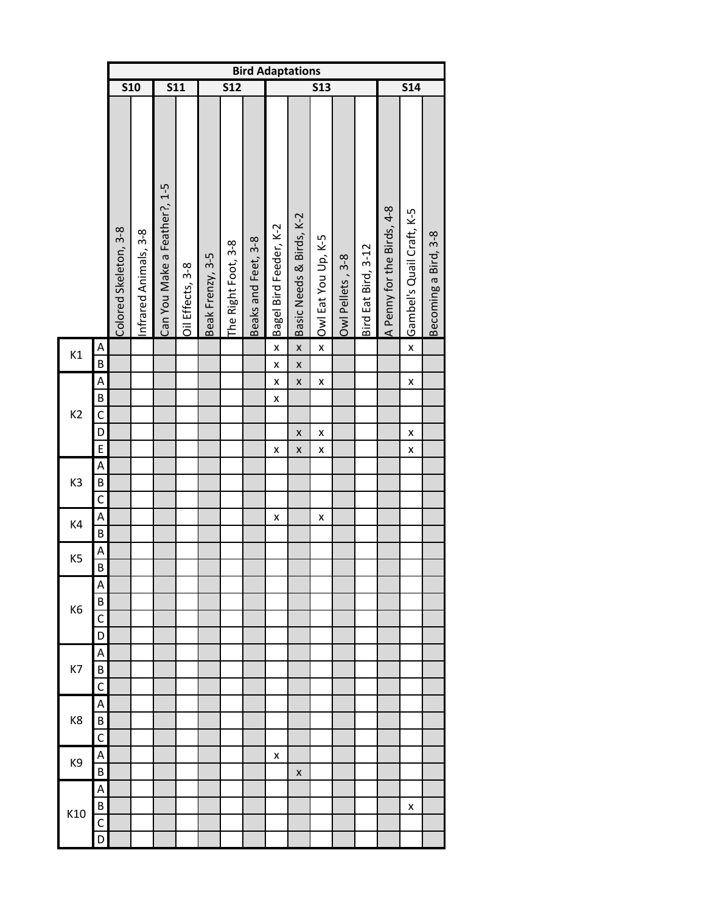| | | Bird Adaptations | | | | | | | | | | | | | | |
|---|---|---|---|---|---|---|---|---|---|---|---|---|---|---|---|---|
| | | S10 | | S11 | | S12 | | | S13 | | | | | S14 | | |
| | | Colored Skeleton, 3-8 | Infrared Animals, 3-8 | Can You Make a Feather?, 1-5 | Oil Effects, 3-8 | Beak Frenzy, 3-5 | The Right Foot, 3-8 | Beaks and Feet, 3-8 | Bagel Bird Feeder, K-2 | Basic Needs & Birds, K-2 | Owl Eat You Up, K-5 | Owl Pellets , 3-8 | Bird Eat Bird, 3-12 | A Penny for the Birds, 4-8 | Gambel's Quail Craft, K-5 | Becoming a Bird, 3-8 |
| K1 | A | | | | | | | | x | x | x | | | | x | |
| | B | | | | | | | | x | x | | | | | | |
| K2 | A | | | | | | | | x | x | x | | | | x | |
| | B | | | | | | | | x | | | | | | | |
| | C | | | | | | | | | | | | | | | |
| | D | | | | | | | | | x | x | | | | x | |
| | E | | | | | | | | x | x | x | | | | x | |
| K3 | A | | | | | | | | | | | | | | | |
| | B | | | | | | | | | | | | | | | |
| | C | | | | | | | | | | | | | | | |
| K4 | A | | | | | | | | x | | x | | | | | |
| | B | | | | | | | | | | | | | | | |
| K5 | A | | | | | | | | | | | | | | | |
| | B | | | | | | | | | | | | | | | |
| K6 | A | | | | | | | | | | | | | | | |
| | B | | | | | | | | | | | | | | | |
| | C | | | | | | | | | | | | | | | |
| | D | | | | | | | | | | | | | | | |
| K7 | A | | | | | | | | | | | | | | | |
| | B | | | | | | | | | | | | | | | |
| | C | | | | | | | | | | | | | | | |
| K8 | A | | | | | | | | | | | | | | | |
| | B | | | | | | | | | | | | | | | |
| | C | | | | | | | | | | | | | | | |
| K9 | A | | | | | | | | x | | | | | | | |
| | B | | | | | | | | | x | | | | | | |
| K10 | A | | | | | | | | | | | | | | | |
| | B | | | | | | | | | | | | | | x | |
| | C | | | | | | | | | | | | | | | |
| | D | | | | | | | | | | | | | | | |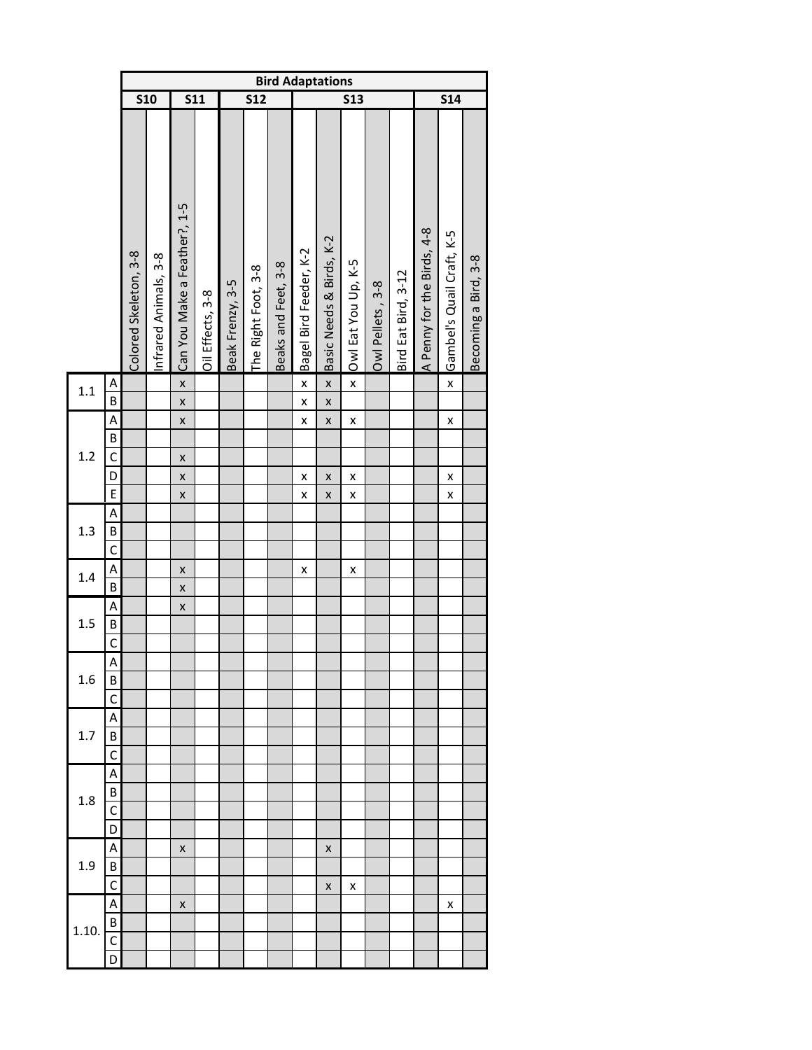| | | Bird Adaptations | | | | | | | | | | | | | | |
|---|---|---|---|---|---|---|---|---|---|---|---|---|---|---|---|---|
| | | S10 | | S11 | | S12 | | | S13 | | | | | S14 | | |
| | | Colored Skeleton, 3-8 | Infrared Animals, 3-8 | Can You Make a Feather?, 1-5 | Oil Effects, 3-8 | Beak Frenzy, 3-5 | The Right Foot, 3-8 | Beaks and Feet, 3-8 | Bagel Bird Feeder, K-2 | Basic Needs & Birds, K-2 | Owl Eat You Up, K-5 | Owl Pellets , 3-8 | Bird Eat Bird, 3-12 | A Penny for the Birds, 4-8 | Gambel's Quail Craft, K-5 | Becoming a Bird, 3-8 |
| 1.1 | A | | | x | | | | | x | x | x | | | | x | |
| | B | | | x | | | | | x | x | | | | | | |
| 1.2 | A | | | x | | | | | x | x | x | | | | x | |
| | B | | | | | | | | | | | | | | | |
| | C | | | x | | | | | | | | | | | | |
| | D | | | x | | | | | x | x | x | | | | x | |
| | E | | | x | | | | | x | x | x | | | | x | |
| 1.3 | A | | | | | | | | | | | | | | | |
| | B | | | | | | | | | | | | | | | |
| | C | | | | | | | | | | | | | | | |
| 1.4 | A | | | x | | | | | x | | x | | | | | |
| | B | | | x | | | | | | | | | | | | |
| 1.5 | A | | | x | | | | | | | | | | | | |
| | B | | | | | | | | | | | | | | | |
| | C | | | | | | | | | | | | | | | |
| 1.6 | A | | | | | | | | | | | | | | | |
| | B | | | | | | | | | | | | | | | |
| | C | | | | | | | | | | | | | | | |
| 1.7 | A | | | | | | | | | | | | | | | |
| | B | | | | | | | | | | | | | | | |
| | C | | | | | | | | | | | | | | | |
| 1.8 | A | | | | | | | | | | | | | | | |
| | B | | | | | | | | | | | | | | | |
| | C | | | | | | | | | | | | | | | |
| | D | | | | | | | | | | | | | | | |
| 1.9 | A | | | x | | | | | | x | | | | | | |
| | B | | | | | | | | | | | | | | | |
| | C | | | | | | | | | x | x | | | | | |
| 1.10. | A | | | x | | | | | | | | | | | x | |
| | B | | | | | | | | | | | | | | | |
| | C | | | | | | | | | | | | | | | |
| | D | | | | | | | | | | | | | | | |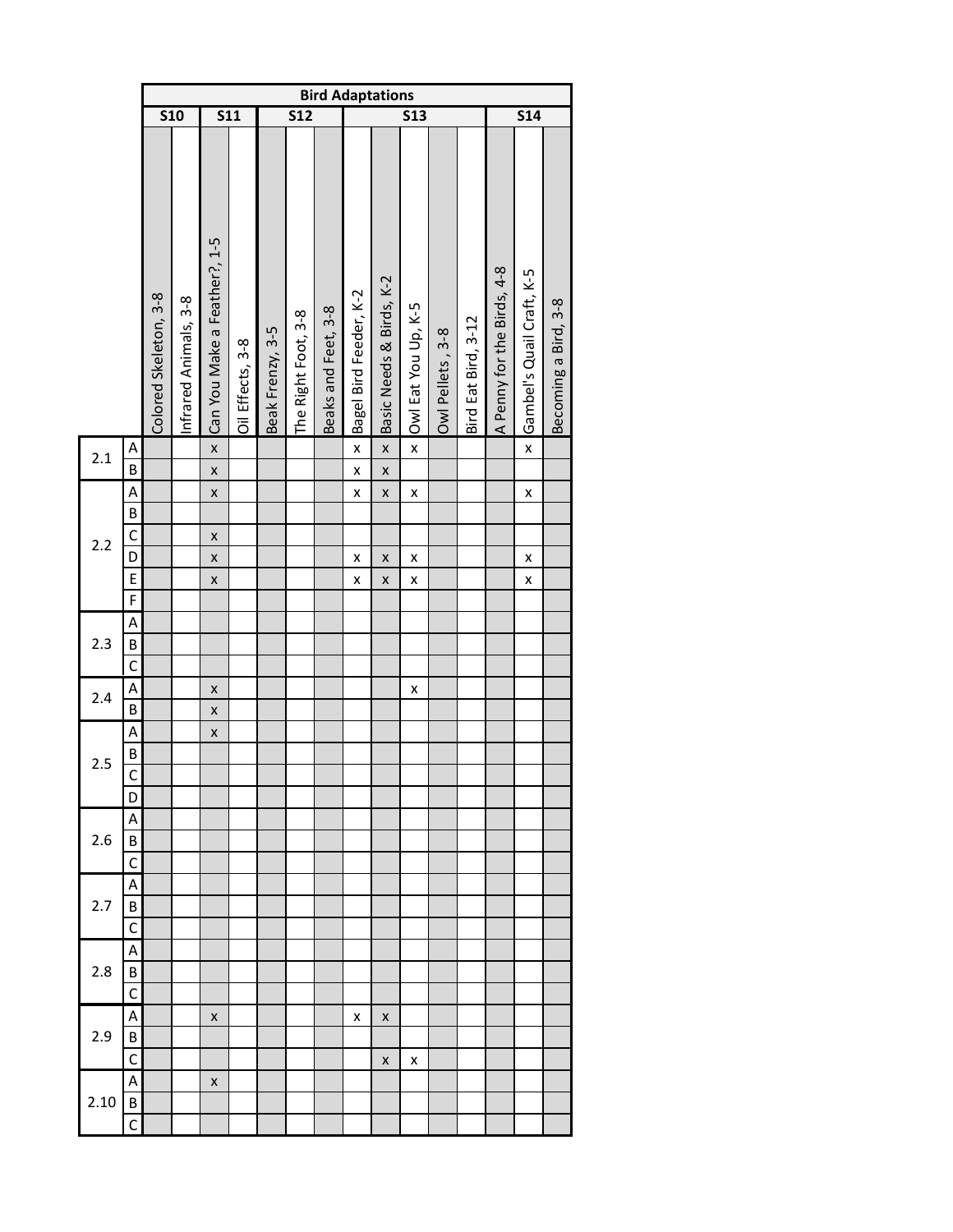| | | Bird Adaptations | | | | | | | | | | | | | | |
|---|---|---|---|---|---|---|---|---|---|---|---|---|---|---|---|---|
| | | S10 | | S11 | | S12 | | | S13 | | | | | S14 | | |
| | | Colored Skeleton, 3-8 | Infrared Animals, 3-8 | Can You Make a Feather?, 1-5 | Oil Effects, 3-8 | Beak Frenzy, 3-5 | The Right Foot, 3-8 | Beaks and Feet, 3-8 | Bagel Bird Feeder, K-2 | Basic Needs & Birds, K-2 | Owl Eat You Up, K-5 | Owl Pellets , 3-8 | Bird Eat Bird, 3-12 | A Penny for the Birds, 4-8 | Gambel's Quail Craft, K-5 | Becoming a Bird, 3-8 |
| 2.1 | A | | | x | | | | | x | x | x | | | | x | |
| | B | | | x | | | | | x | x | | | | | | |
| 2.2 | A | | | x | | | | | x | x | x | | | | x | |
| | B | | | | | | | | | | | | | | | |
| | C | | | x | | | | | | | | | | | | |
| | D | | | x | | | | | x | x | x | | | | x | |
| | E | | | x | | | | | x | x | x | | | | x | |
| | F | | | | | | | | | | | | | | | |
| 2.3 | A | | | | | | | | | | | | | | | |
| | B | | | | | | | | | | | | | | | |
| | C | | | | | | | | | | | | | | | |
| 2.4 | A | | | x | | | | | | | x | | | | | |
| | B | | | x | | | | | | | | | | | | |
| 2.5 | A | | | x | | | | | | | | | | | | |
| | B | | | | | | | | | | | | | | | |
| | C | | | | | | | | | | | | | | | |
| | D | | | | | | | | | | | | | | | |
| 2.6 | A | | | | | | | | | | | | | | | |
| | B | | | | | | | | | | | | | | | |
| | C | | | | | | | | | | | | | | | |
| 2.7 | A | | | | | | | | | | | | | | | |
| | B | | | | | | | | | | | | | | | |
| | C | | | | | | | | | | | | | | | |
| 2.8 | A | | | | | | | | | | | | | | | |
| | B | | | | | | | | | | | | | | | |
| | C | | | | | | | | | | | | | | | |
| 2.9 | A | | | x | | | | | x | x | | | | | | |
| | B | | | | | | | | | | | | | | | |
| | C | | | | | | | | | x | x | | | | | |
| 2.10 | A | | | x | | | | | | | | | | | | |
| | B | | | | | | | | | | | | | | | |
| | C | | | | | | | | | | | | | | | |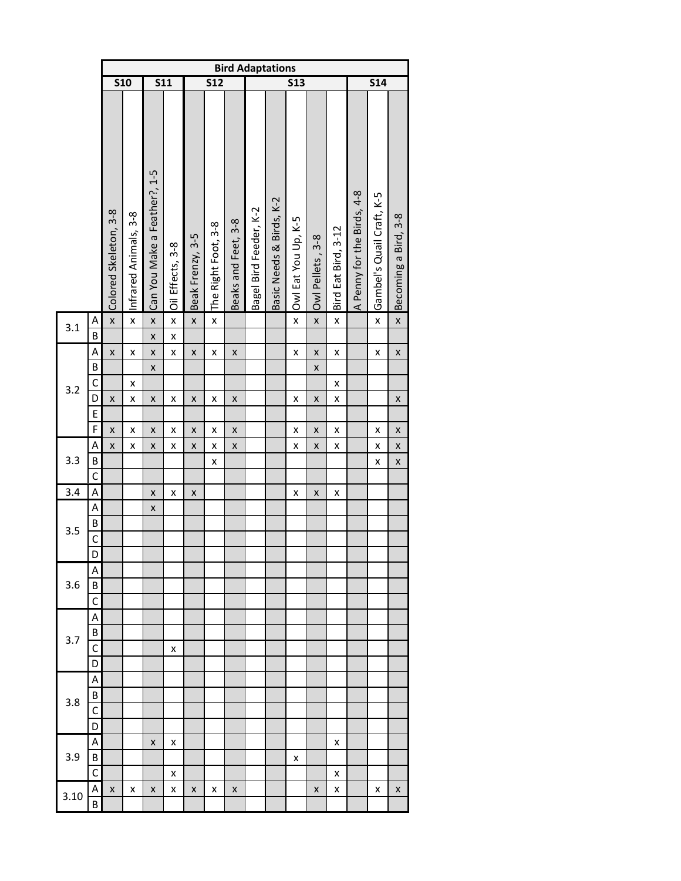| | | Bird Adaptations | | | | | | | | | | | | | | |
|---|---|---|---|---|---|---|---|---|---|---|---|---|---|---|---|---|
| | | S10 | | S11 | | S12 | | | S13 | | | | | S14 | | |
| | | Colored Skeleton, 3-8 | Infrared Animals, 3-8 | Can You Make a Feather?, 1-5 | Oil Effects, 3-8 | Beak Frenzy, 3-5 | The Right Foot, 3-8 | Beaks and Feet, 3-8 | Bagel Bird Feeder, K-2 | Basic Needs & Birds, K-2 | Owl Eat You Up, K-5 | Owl Pellets, 3-8 | Bird Eat Bird, 3-12 | A Penny for the Birds, 4-8 | Gambel's Quail Craft, K-5 | Becoming a Bird, 3-8 |
| 3.1 | A | x | x | x | x | x | x | | | | x | x | x | | x | x |
| | B | | | x | x | | | | | | | | | | | |
| 3.2 | A | x | x | x | x | x | x | x | | | x | x | x | | x | x |
| | B | | | x | | | | | | | | x | | | | |
| | C | | x | | | | | | | | | | x | | | |
| | D | x | x | x | x | x | x | x | | | x | x | x | | | x |
| | E | | | | | | | | | | | | | | | |
| | F | x | x | x | x | x | x | x | | | x | x | x | | x | x |
| 3.3 | A | x | x | x | x | x | x | x | | | x | x | x | | x | x |
| | B | | | | | | x | | | | | | | | x | x |
| | C | | | | | | | | | | | | | | | |
| 3.4 | A | | | x | x | x | | | | | x | x | x | | | |
| 3.5 | A | | | x | | | | | | | | | | | | |
| | B | | | | | | | | | | | | | | | |
| | C | | | | | | | | | | | | | | | |
| | D | | | | | | | | | | | | | | | |
| 3.6 | A | | | | | | | | | | | | | | | |
| | B | | | | | | | | | | | | | | | |
| | C | | | | | | | | | | | | | | | |
| 3.7 | A | | | | | | | | | | | | | | | |
| | B | | | | | | | | | | | | | | | |
| | C | | | | x | | | | | | | | | | | |
| | D | | | | | | | | | | | | | | | |
| 3.8 | A | | | | | | | | | | | | | | | |
| | B | | | | | | | | | | | | | | | |
| | C | | | | | | | | | | | | | | | |
| | D | | | | | | | | | | | | | | | |
| 3.9 | A | | | x | x | | | | | | | | x | | | |
| | B | | | | | | | | | | x | | | | | |
| | C | | | | x | | | | | | | | x | | | |
| 3.10 | A | x | x | x | x | x | x | x | | | | x | x | | x | x |
| | B | | | | | | | | | | | | | | | |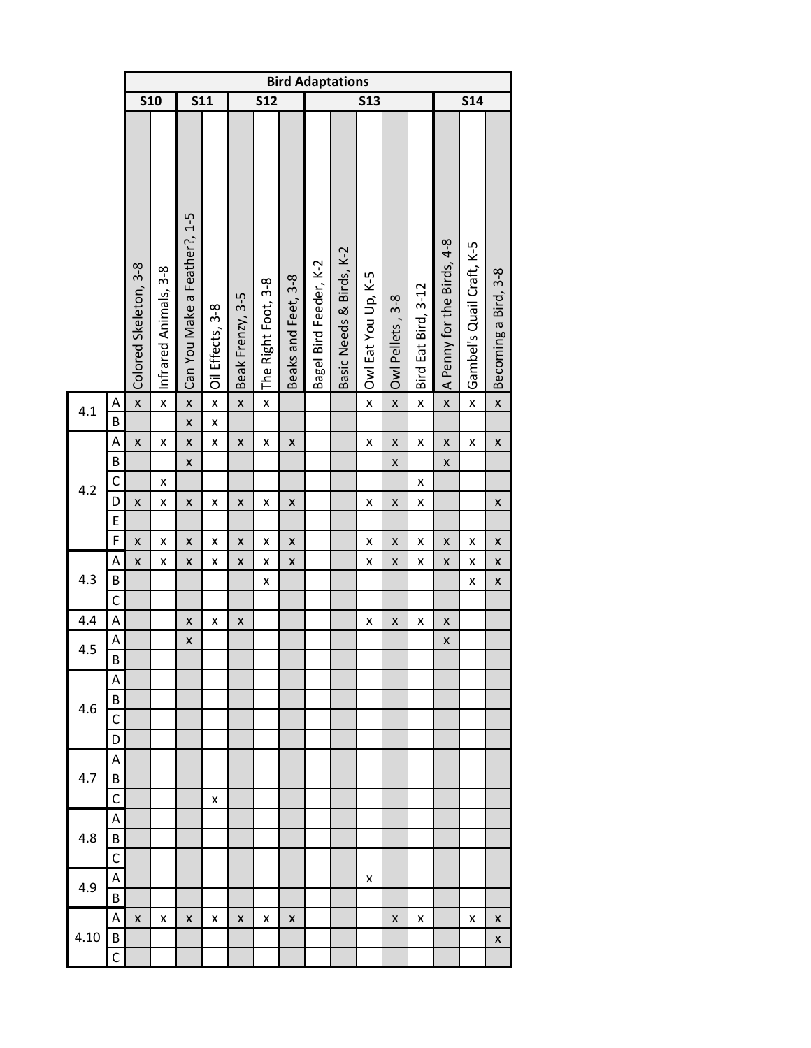| | | Bird Adaptations | | | | | | | | | | | | | | |
|---|---|---|---|---|---|---|---|---|---|---|---|---|---|---|---|---|
| | | S10 | | S11 | | S12 | | | S13 | | | | | S14 | | |
| | | Colored Skeleton, 3-8 | Infrared Animals, 3-8 | Can You Make a Feather?, 1-5 | Oil Effects, 3-8 | Beak Frenzy, 3-5 | The Right Foot, 3-8 | Beaks and Feet, 3-8 | Bagel Bird Feeder, K-2 | Basic Needs & Birds, K-2 | Owl Eat You Up, K-5 | Owl Pellets , 3-8 | Bird Eat Bird, 3-12 | A Penny for the Birds, 4-8 | Gambel's Quail Craft, K-5 | Becoming a Bird, 3-8 |
| 4.1 | A | x | x | x | x | x | x | | | | x | x | x | x | x | x |
| | B | | | x | x | | | | | | | | | | | |
| 4.2 | A | x | x | x | x | x | x | x | | | x | x | x | x | x | x |
| | B | | | x | | | | | | | | x | | x | | |
| | C | | x | | | | | | | | | | x | | | |
| | D | x | x | x | x | x | x | x | | | x | x | x | | | x |
| | E | | | | | | | | | | | | | | | |
| | F | x | x | x | x | x | x | x | | | x | x | x | x | x | x |
| 4.3 | A | x | x | x | x | x | x | x | | | x | x | x | x | x | x |
| | B | | | | | | x | | | | | | | | x | x |
| | C | | | | | | | | | | | | | | | |
| 4.4 | A | | | x | x | x | | | | | x | x | x | x | | |
| 4.5 | A | | | x | | | | | | | | | | x | | |
| | B | | | | | | | | | | | | | | | |
| 4.6 | A | | | | | | | | | | | | | | | |
| | B | | | | | | | | | | | | | | | |
| | C | | | | | | | | | | | | | | | |
| | D | | | | | | | | | | | | | | | |
| 4.7 | A | | | | | | | | | | | | | | | |
| | B | | | | | | | | | | | | | | | |
| | C | | | | x | | | | | | | | | | | |
| 4.8 | A | | | | | | | | | | | | | | | |
| | B | | | | | | | | | | | | | | | |
| | C | | | | | | | | | | | | | | | |
| 4.9 | A | | | | | | | | | | x | | | | | |
| | B | | | | | | | | | | | | | | | |
| 4.10 | A | x | x | x | x | x | x | x | | | | x | x | | x | x |
| | B | | | | | | | | | | | | | | | x |
| | C | | | | | | | | | | | | | | | |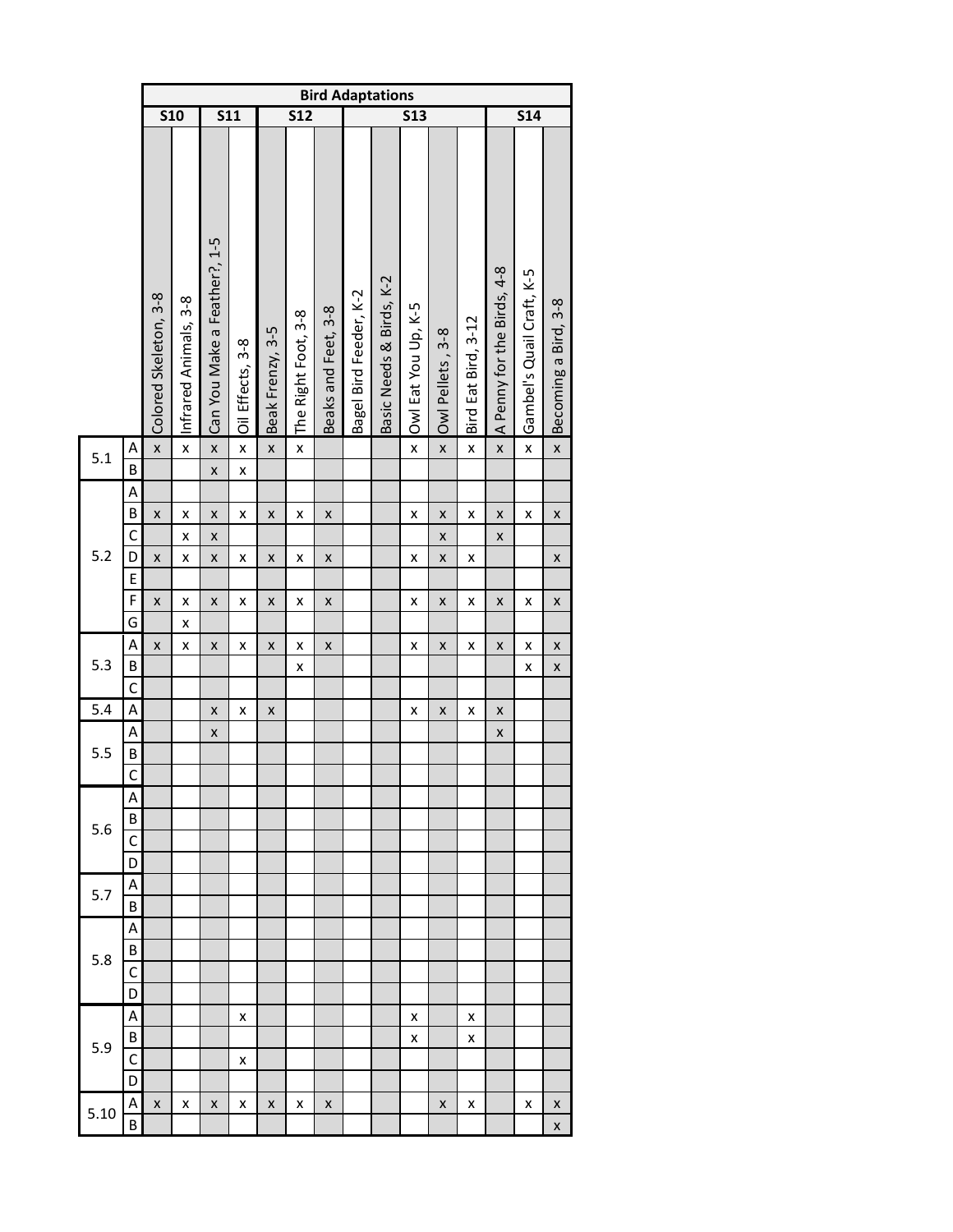| | | Bird Adaptations | | | | | | | | | | | | | | |
|---|---|---|---|---|---|---|---|---|---|---|---|---|---|---|---|---|
| | | S10 | | S11 | | S12 | | | S13 | | | | | S14 | | |
| | | Colored Skeleton, 3-8 | Infrared Animals, 3-8 | Can You Make a Feather?, 1-5 | Oil Effects, 3-8 | Beak Frenzy, 3-5 | The Right Foot, 3-8 | Beaks and Feet, 3-8 | Bagel Bird Feeder, K-2 | Basic Needs & Birds, K-2 | Owl Eat You Up, K-5 | Owl Pellets, 3-8 | Bird Eat Bird, 3-12 | A Penny for the Birds, 4-8 | Gambel's Quail Craft, K-5 | Becoming a Bird, 3-8 |
| 5.1 | A | x | x | x | x | x | x | | | | x | x | x | x | x | x |
| | B | | | x | x | | | | | | | | | | | |
| 5.2 | A | | | | | | | | | | | | | | | |
| | B | x | x | x | x | x | x | x | | | x | x | x | x | x | x |
| | C | | x | x | | | | | | | | x | | x | | |
| | D | x | x | x | x | x | x | x | | | x | x | x | | | x |
| | E | | | | | | | | | | | | | | | |
| | F | x | x | x | x | x | x | x | | | x | x | x | x | x | x |
| | G | | x | | | | | | | | | | | | | |
| 5.3 | A | x | x | x | x | x | x | x | | | x | x | x | x | x | x |
| | B | | | | | | x | | | | | | | | x | x |
| | C | | | | | | | | | | | | | | | |
| 5.4 | A | | | x | x | x | | | | | x | x | x | x | | |
| 5.5 | A | | | x | | | | | | | | | | x | | |
| | B | | | | | | | | | | | | | | | |
| | C | | | | | | | | | | | | | | | |
| 5.6 | A | | | | | | | | | | | | | | | |
| | B | | | | | | | | | | | | | | | |
| | C | | | | | | | | | | | | | | | |
| | D | | | | | | | | | | | | | | | |
| 5.7 | A | | | | | | | | | | | | | | | |
| | B | | | | | | | | | | | | | | | |
| 5.8 | A | | | | | | | | | | | | | | | |
| | B | | | | | | | | | | | | | | | |
| | C | | | | | | | | | | | | | | | |
| | D | | | | | | | | | | | | | | | |
| 5.9 | A | | | | x | | | | | | x | | x | | | |
| | B | | | | | | | | | | x | | x | | | |
| | C | | | | x | | | | | | | | | | | |
| | D | | | | | | | | | | | | | | | |
| 5.10 | A | x | x | x | x | x | x | x | | | | x | x | | x | x |
| | B | | | | | | | | | | | | | | | x |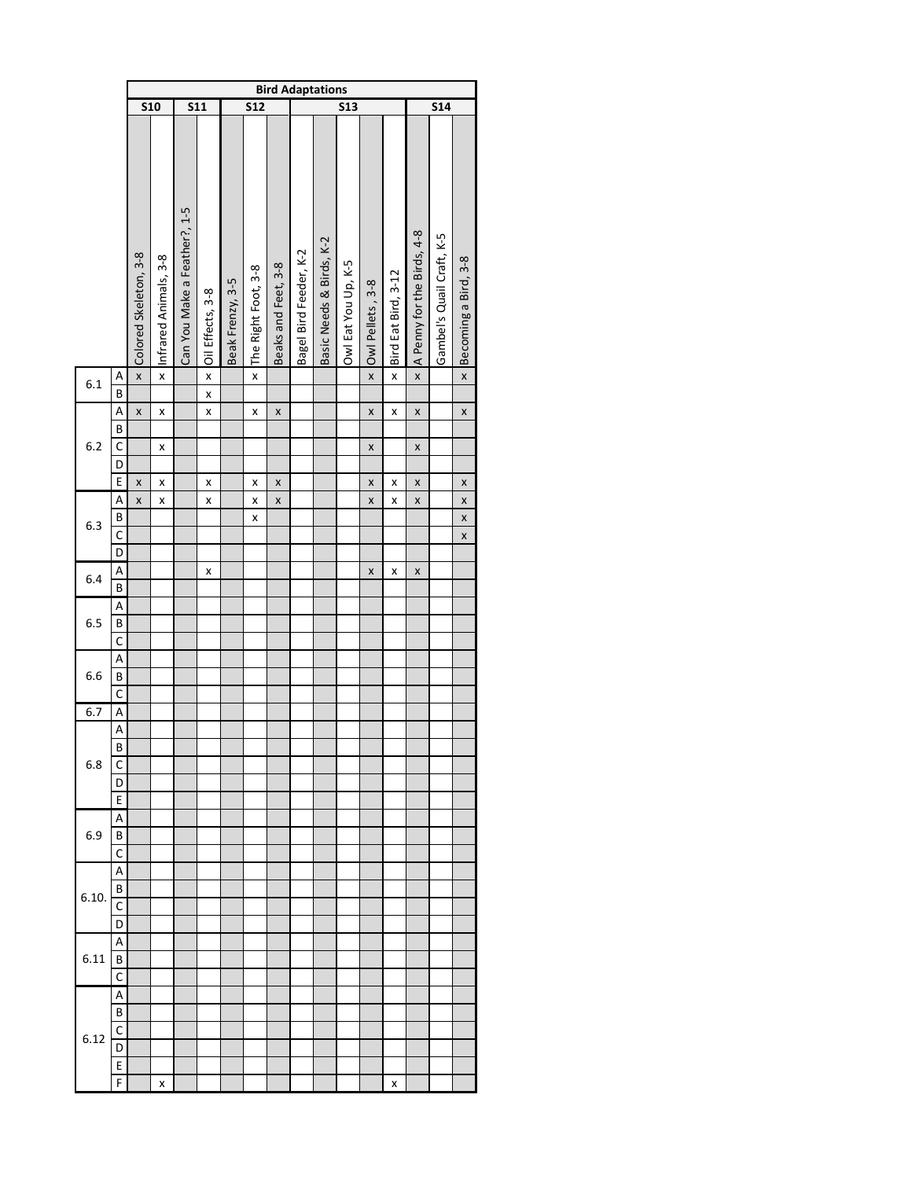| | | Bird Adaptations | | | | | | | | | | | | | | |
|---|---|---|---|---|---|---|---|---|---|---|---|---|---|---|---|---|
| | | S10 | | S11 | | S12 | | | S13 | | | | | S14 | | |
| | | Colored Skeleton, 3-8 | Infrared Animals, 3-8 | Can You Make a Feather?, 1-5 | Oil Effects, 3-8 | Beak Frenzy, 3-5 | The Right Foot, 3-8 | Beaks and Feet, 3-8 | Bagel Bird Feeder, K-2 | Basic Needs & Birds, K-2 | Owl Eat You Up, K-5 | Owl Pellets , 3-8 | Bird Eat Bird, 3-12 | A Penny for the Birds, 4-8 | Gambel's Quail Craft, K-5 | Becoming a Bird, 3-8 |
| 6.1 | A | x | x | | x | | x | | | | | x | x | x | | x |
| | B | | | | x | | | | | | | | | | | |
| 6.2 | A | x | x | | x | | x | x | | | | x | x | x | | x |
| | B | | | | | | | | | | | | | | | |
| | C | | x | | | | | | | | | x | | x | | |
| | D | | | | | | | | | | | | | | | |
| | E | x | x | | x | | x | x | | | | x | x | x | | x |
| 6.3 | A | x | x | | x | | x | x | | | | x | x | x | | x |
| | B | | | | | | x | | | | | | | | | x |
| | C | | | | | | | | | | | | | | | x |
| | D | | | | | | | | | | | | | | | |
| 6.4 | A | | | | x | | | | | | | x | x | x | | |
| | B | | | | | | | | | | | | | | | |
| 6.5 | A | | | | | | | | | | | | | | | |
| | B | | | | | | | | | | | | | | | |
| | C | | | | | | | | | | | | | | | |
| 6.6 | A | | | | | | | | | | | | | | | |
| | B | | | | | | | | | | | | | | | |
| | C | | | | | | | | | | | | | | | |
| 6.7 | A | | | | | | | | | | | | | | | |
| 6.8 | A | | | | | | | | | | | | | | | |
| | B | | | | | | | | | | | | | | | |
| | C | | | | | | | | | | | | | | | |
| | D | | | | | | | | | | | | | | | |
| | E | | | | | | | | | | | | | | | |
| 6.9 | A | | | | | | | | | | | | | | | |
| | B | | | | | | | | | | | | | | | |
| | C | | | | | | | | | | | | | | | |
| 6.10. | A | | | | | | | | | | | | | | | |
| | B | | | | | | | | | | | | | | | |
| | C | | | | | | | | | | | | | | | |
| | D | | | | | | | | | | | | | | | |
| 6.11 | A | | | | | | | | | | | | | | | |
| | B | | | | | | | | | | | | | | | |
| | C | | | | | | | | | | | | | | | |
| 6.12 | A | | | | | | | | | | | | | | | |
| | B | | | | | | | | | | | | | | | |
| | C | | | | | | | | | | | | | | | |
| | D | | | | | | | | | | | | | | | |
| | E | | | | | | | | | | | | | | | |
| | F | | x | | | | | | | | | | x | | | |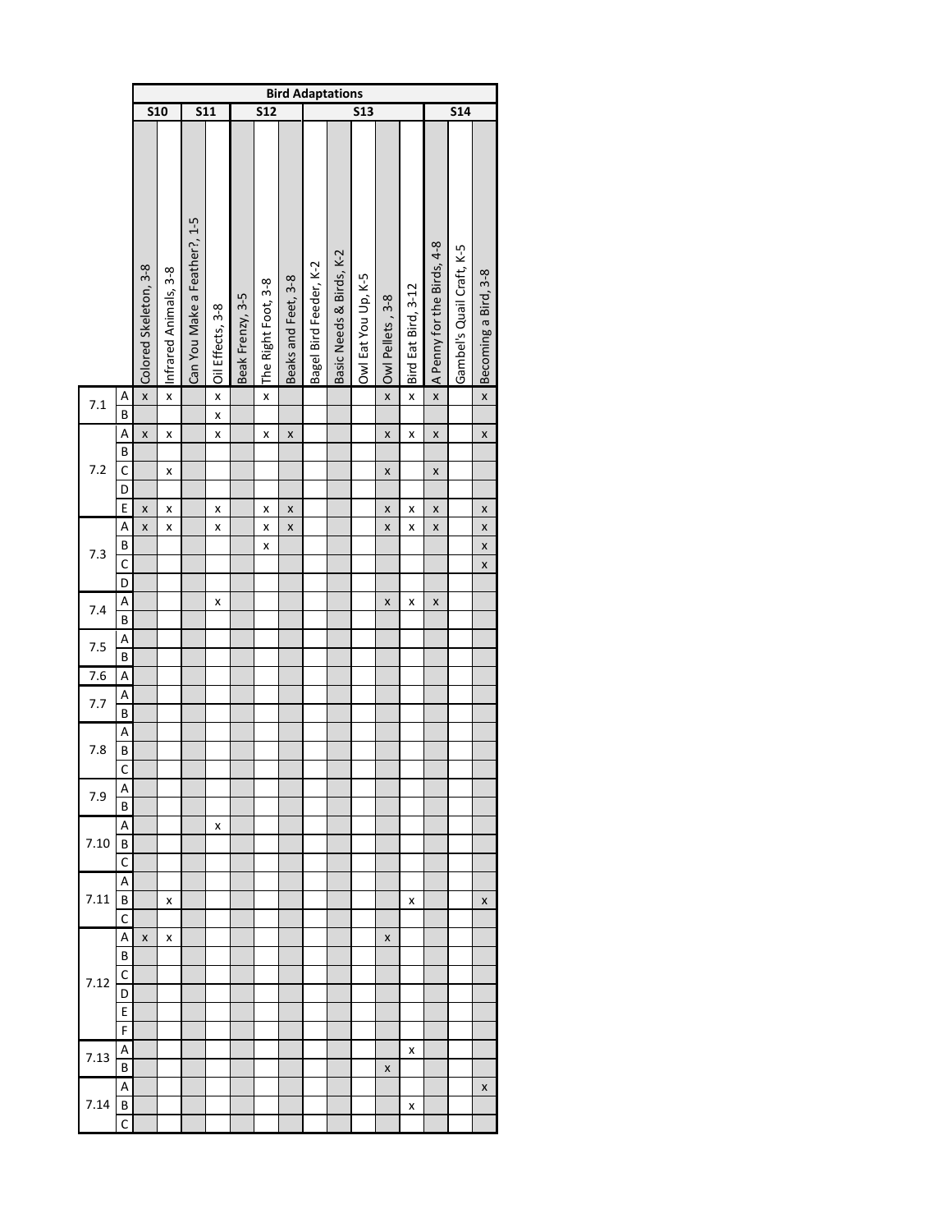| | | Bird Adaptations | | | | | | | | | | | | | | |
|---|---|---|---|---|---|---|---|---|---|---|---|---|---|---|---|---|
| | | S10 | | S11 | | S12 | | | S13 | | | | | S14 | | |
| | | Colored Skeleton, 3-8 | Infrared Animals, 3-8 | Can You Make a Feather?, 1-5 | Oil Effects, 3-8 | Beak Frenzy, 3-5 | The Right Foot, 3-8 | Beaks and Feet, 3-8 | Bagel Bird Feeder, K-2 | Basic Needs & Birds, K-2 | Owl Eat You Up, K-5 | Owl Pellets , 3-8 | Bird Eat Bird, 3-12 | A Penny for the Birds, 4-8 | Gambel's Quail Craft, K-5 | Becoming a Bird, 3-8 |
| 7.1 | A | x | x | | x | | x | | | | | x | x | x | | x |
| | B | | | | x | | | | | | | | | | | |
| 7.2 | A | x | x | | x | | x | x | | | | x | x | x | | x |
| | B | | | | | | | | | | | | | | | |
| | C | | x | | | | | | | | | x | | x | | |
| | D | | | | | | | | | | | | | | | |
| | E | x | x | | x | | x | x | | | | x | x | x | | x |
| 7.3 | A | x | x | | x | | x | x | | | | x | x | x | | x |
| | B | | | | | | x | | | | | | | | | x |
| | C | | | | | | | | | | | | | | | x |
| | D | | | | | | | | | | | | | | | |
| 7.4 | A | | | | x | | | | | | | x | x | x | | |
| | B | | | | | | | | | | | | | | | |
| 7.5 | A | | | | | | | | | | | | | | | |
| | B | | | | | | | | | | | | | | | |
| 7.6 | A | | | | | | | | | | | | | | | |
| 7.7 | A | | | | | | | | | | | | | | | |
| | B | | | | | | | | | | | | | | | |
| 7.8 | A | | | | | | | | | | | | | | | |
| | B | | | | | | | | | | | | | | | |
| | C | | | | | | | | | | | | | | | |
| 7.9 | A | | | | | | | | | | | | | | | |
| | B | | | | | | | | | | | | | | | |
| 7.10 | A | | | | x | | | | | | | | | | | |
| | B | | | | | | | | | | | | | | | |
| | C | | | | | | | | | | | | | | | |
| 7.11 | A | | | | | | | | | | | | | | | |
| | B | | x | | | | | | | | | | x | | | x |
| | C | | | | | | | | | | | | | | | |
| 7.12 | A | x | x | | | | | | | | | x | | | | |
| | B | | | | | | | | | | | | | | | |
| | C | | | | | | | | | | | | | | | |
| | D | | | | | | | | | | | | | | | |
| | E | | | | | | | | | | | | | | | |
| | F | | | | | | | | | | | | | | | |
| 7.13 | A | | | | | | | | | | | | x | | | |
| | B | | | | | | | | | | | x | | | | |
| 7.14 | A | | | | | | | | | | | | | | | x |
| | B | | | | | | | | | | | | x | | | |
| | C | | | | | | | | | | | | | | | |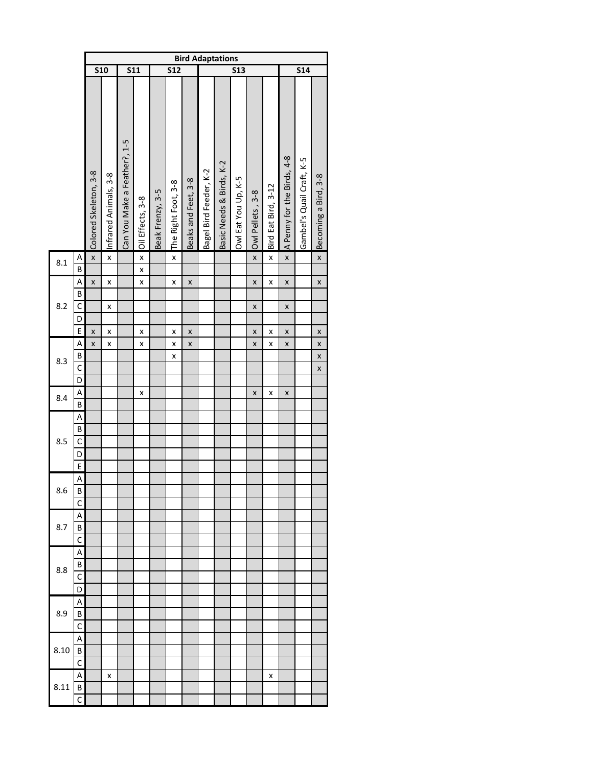| | | Bird Adaptations | | | | | | | | | | | | | | |
|---|---|---|---|---|---|---|---|---|---|---|---|---|---|---|---|---|
| | | S10 | | S11 | | S12 | | | S13 | | | | | S14 | | |
| | | Colored Skeleton, 3-8 | Infrared Animals, 3-8 | Can You Make a Feather?, 1-5 | Oil Effects, 3-8 | Beak Frenzy, 3-5 | The Right Foot, 3-8 | Beaks and Feet, 3-8 | Bagel Bird Feeder, K-2 | Basic Needs & Birds, K-2 | Owl Eat You Up, K-5 | Owl Pellets , 3-8 | Bird Eat Bird, 3-12 | A Penny for the Birds, 4-8 | Gambel's Quail Craft, K-5 | Becoming a Bird, 3-8 |
| 8.1 | A | x | x | | x | | x | | | | | x | x | x | | x |
| | B | | | | x | | | | | | | | | | | |
| 8.2 | A | x | x | | x | | x | x | | | | x | x | x | | x |
| | B | | | | | | | | | | | | | | | |
| | C | | x | | | | | | | | | x | | x | | |
| | D | | | | | | | | | | | | | | | |
| | E | x | x | | x | | x | x | | | | x | x | x | | x |
| 8.3 | A | x | x | | x | | x | x | | | | x | x | x | | x |
| | B | | | | | | x | | | | | | | | | x |
| | C | | | | | | | | | | | | | | | x |
| | D | | | | | | | | | | | | | | | |
| 8.4 | A | | | | x | | | | | | | x | x | x | | |
| | B | | | | | | | | | | | | | | | |
| 8.5 | A | | | | | | | | | | | | | | | |
| | B | | | | | | | | | | | | | | | |
| | C | | | | | | | | | | | | | | | |
| | D | | | | | | | | | | | | | | | |
| | E | | | | | | | | | | | | | | | |
| 8.6 | A | | | | | | | | | | | | | | | |
| | B | | | | | | | | | | | | | | | |
| | C | | | | | | | | | | | | | | | |
| 8.7 | A | | | | | | | | | | | | | | | |
| | B | | | | | | | | | | | | | | | |
| | C | | | | | | | | | | | | | | | |
| 8.8 | A | | | | | | | | | | | | | | | |
| | B | | | | | | | | | | | | | | | |
| | C | | | | | | | | | | | | | | | |
| | D | | | | | | | | | | | | | | | |
| 8.9 | A | | | | | | | | | | | | | | | |
| | B | | | | | | | | | | | | | | | |
| | C | | | | | | | | | | | | | | | |
| 8.10 | A | | | | | | | | | | | | | | | |
| | B | | | | | | | | | | | | | | | |
| | C | | | | | | | | | | | | | | | |
| 8.11 | A | | x | | | | | | | | | | x | | | |
| | B | | | | | | | | | | | | | | | |
| | C | | | | | | | | | | | | | | | |